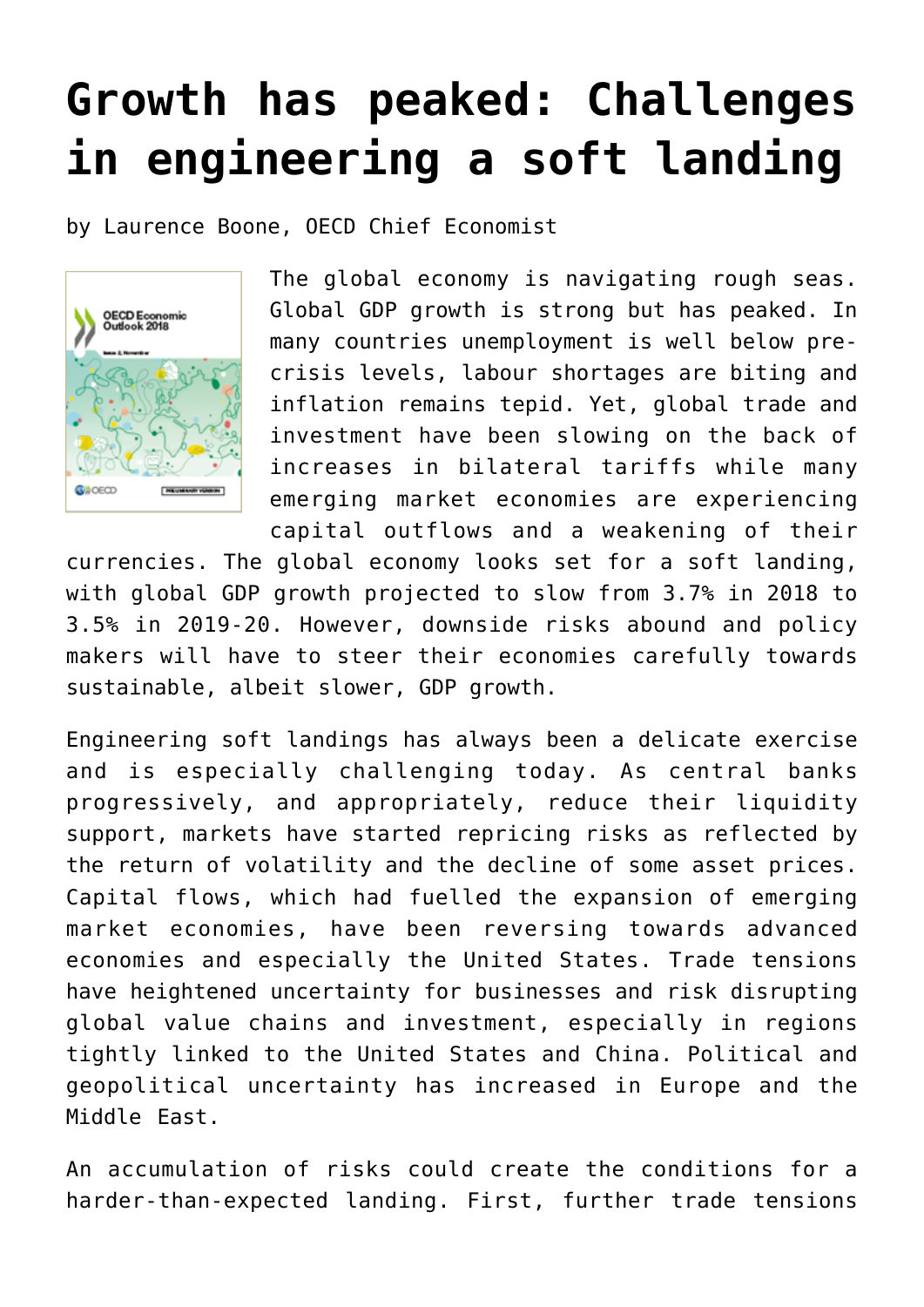# Growth has peaked: Challenges in engineering a soft landing

by Laurence Boone, OECD Chief Economist

The global economy is navigating rough seas. Global GDP growth is strong but has peaked. In many countries unemployment is well below pre-crisis levels, labour shortages are biting and inflation remains tepid. Yet, global trade and investment have been slowing on the back of increases in bilateral tariffs while many emerging market economies are experiencing capital outflows and a weakening of their currencies. The global economy looks set for a soft landing, with global GDP growth projected to slow from 3.7% in 2018 to 3.5% in 2019-20. However, downside risks abound and policy makers will have to steer their economies carefully towards sustainable, albeit slower, GDP growth.

Engineering soft landings has always been a delicate exercise and is especially challenging today. As central banks progressively, and appropriately, reduce their liquidity support, markets have started repricing risks as reflected by the return of volatility and the decline of some asset prices. Capital flows, which had fuelled the expansion of emerging market economies, have been reversing towards advanced economies and especially the United States. Trade tensions have heightened uncertainty for businesses and risk disrupting global value chains and investment, especially in regions tightly linked to the United States and China. Political and geopolitical uncertainty has increased in Europe and the Middle East.

An accumulation of risks could create the conditions for a harder-than-expected landing. First, further trade tensions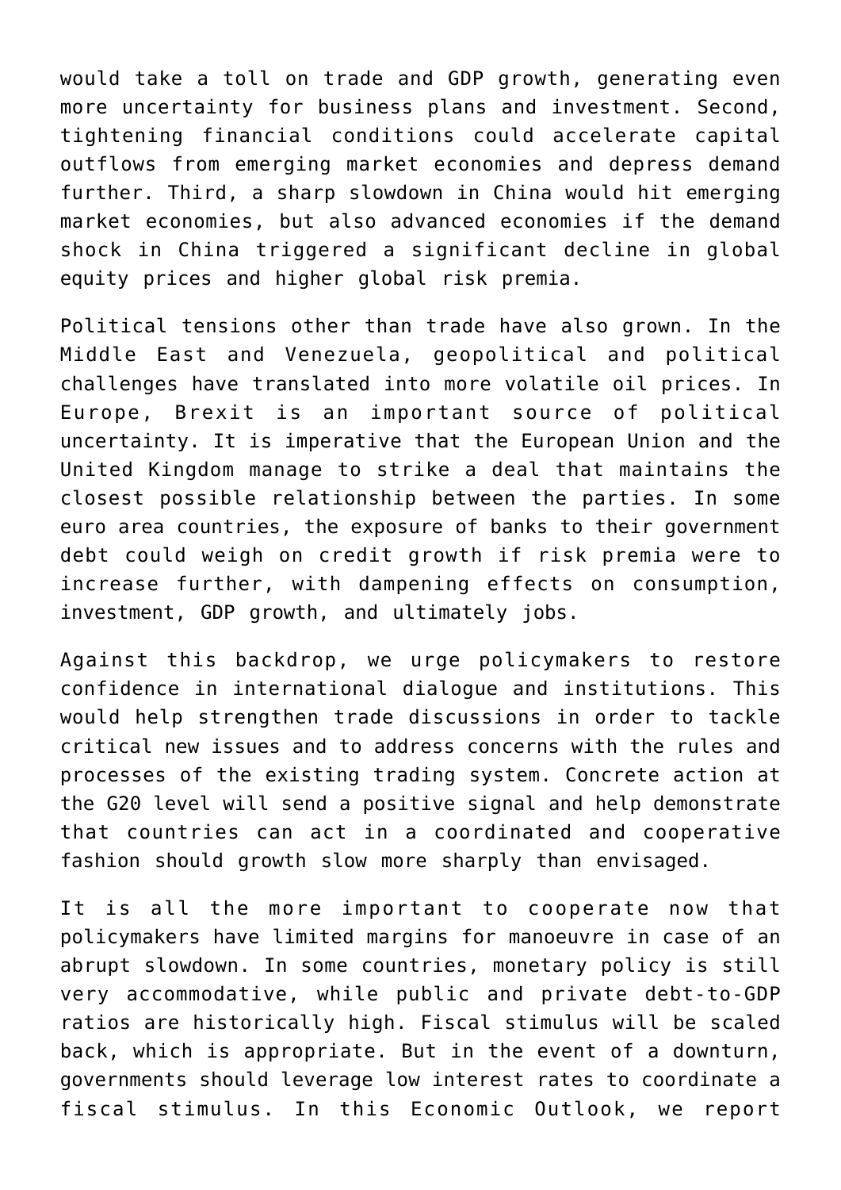would take a toll on trade and GDP growth, generating even more uncertainty for business plans and investment. Second, tightening financial conditions could accelerate capital outflows from emerging market economies and depress demand further. Third, a sharp slowdown in China would hit emerging market economies, but also advanced economies if the demand shock in China triggered a significant decline in global equity prices and higher global risk premia.

Political tensions other than trade have also grown. In the Middle East and Venezuela, geopolitical and political challenges have translated into more volatile oil prices. In Europe, Brexit is an important source of political uncertainty. It is imperative that the European Union and the United Kingdom manage to strike a deal that maintains the closest possible relationship between the parties. In some euro area countries, the exposure of banks to their government debt could weigh on credit growth if risk premia were to increase further, with dampening effects on consumption, investment, GDP growth, and ultimately jobs.

Against this backdrop, we urge policymakers to restore confidence in international dialogue and institutions. This would help strengthen trade discussions in order to tackle critical new issues and to address concerns with the rules and processes of the existing trading system. Concrete action at the G20 level will send a positive signal and help demonstrate that countries can act in a coordinated and cooperative fashion should growth slow more sharply than envisaged.

It is all the more important to cooperate now that policymakers have limited margins for manoeuvre in case of an abrupt slowdown. In some countries, monetary policy is still very accommodative, while public and private debt-to-GDP ratios are historically high. Fiscal stimulus will be scaled back, which is appropriate. But in the event of a downturn, governments should leverage low interest rates to coordinate a fiscal stimulus. In this Economic Outlook, we report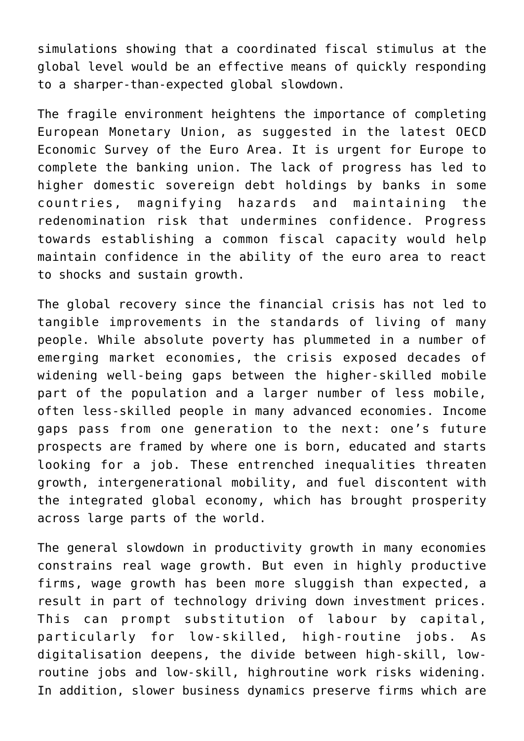simulations showing that a coordinated fiscal stimulus at the global level would be an effective means of quickly responding to a sharper-than-expected global slowdown.

The fragile environment heightens the importance of completing European Monetary Union, as suggested in the latest OECD Economic Survey of the Euro Area. It is urgent for Europe to complete the banking union. The lack of progress has led to higher domestic sovereign debt holdings by banks in some countries, magnifying hazards and maintaining the redenomination risk that undermines confidence. Progress towards establishing a common fiscal capacity would help maintain confidence in the ability of the euro area to react to shocks and sustain growth.

The global recovery since the financial crisis has not led to tangible improvements in the standards of living of many people. While absolute poverty has plummeted in a number of emerging market economies, the crisis exposed decades of widening well-being gaps between the higher-skilled mobile part of the population and a larger number of less mobile, often less-skilled people in many advanced economies. Income gaps pass from one generation to the next: one's future prospects are framed by where one is born, educated and starts looking for a job. These entrenched inequalities threaten growth, intergenerational mobility, and fuel discontent with the integrated global economy, which has brought prosperity across large parts of the world.

The general slowdown in productivity growth in many economies constrains real wage growth. But even in highly productive firms, wage growth has been more sluggish than expected, a result in part of technology driving down investment prices. This can prompt substitution of labour by capital, particularly for low-skilled, high-routine jobs. As digitalisation deepens, the divide between high-skill, low-routine jobs and low-skill, highroutine work risks widening. In addition, slower business dynamics preserve firms which are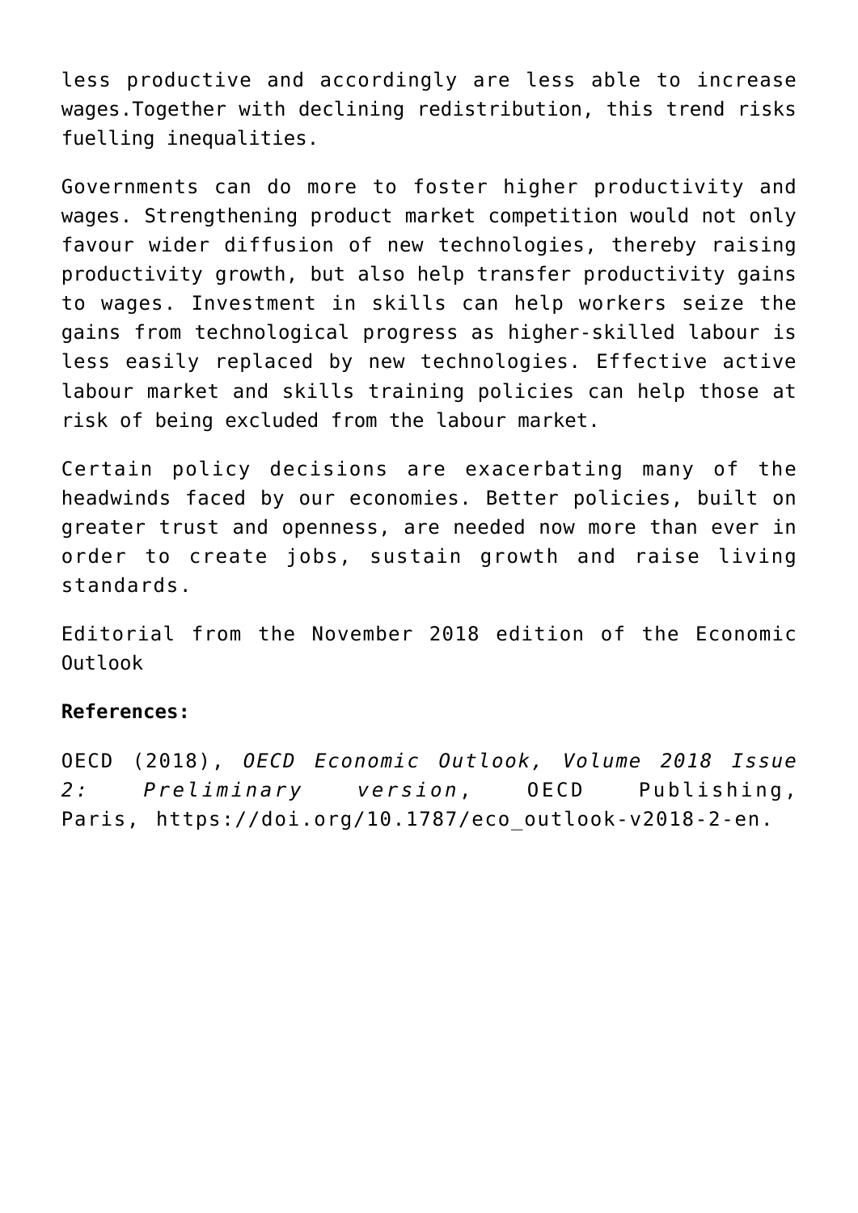less productive and accordingly are less able to increase wages.Together with declining redistribution, this trend risks fuelling inequalities.

Governments can do more to foster higher productivity and wages. Strengthening product market competition would not only favour wider diffusion of new technologies, thereby raising productivity growth, but also help transfer productivity gains to wages. Investment in skills can help workers seize the gains from technological progress as higher-skilled labour is less easily replaced by new technologies. Effective active labour market and skills training policies can help those at risk of being excluded from the labour market.

Certain policy decisions are exacerbating many of the headwinds faced by our economies. Better policies, built on greater trust and openness, are needed now more than ever in order to create jobs, sustain growth and raise living standards.

Editorial from the November 2018 edition of the Economic Outlook

**References:**

OECD (2018), *OECD Economic Outlook, Volume 2018 Issue 2: Preliminary version*, OECD Publishing, Paris, https://doi.org/10.1787/eco_outlook-v2018-2-en.